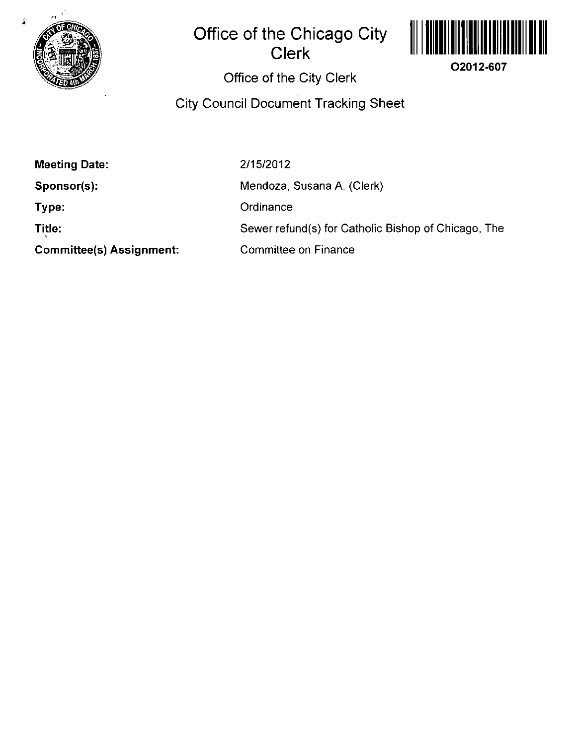# Office of the Chicago City Clerk

O2012-607

## Office of the City Clerk

## City Council Document Tracking Sheet

| | |
|---|---|
| **Meeting Date:** | 2/15/2012 |
| **Sponsor(s):** | Mendoza, Susana A. (Clerk) |
| **Type:** | Ordinance |
| **Title:** | Sewer refund(s) for Catholic Bishop of Chicago, The |
| **Committee(s) Assignment:** | Committee on Finance |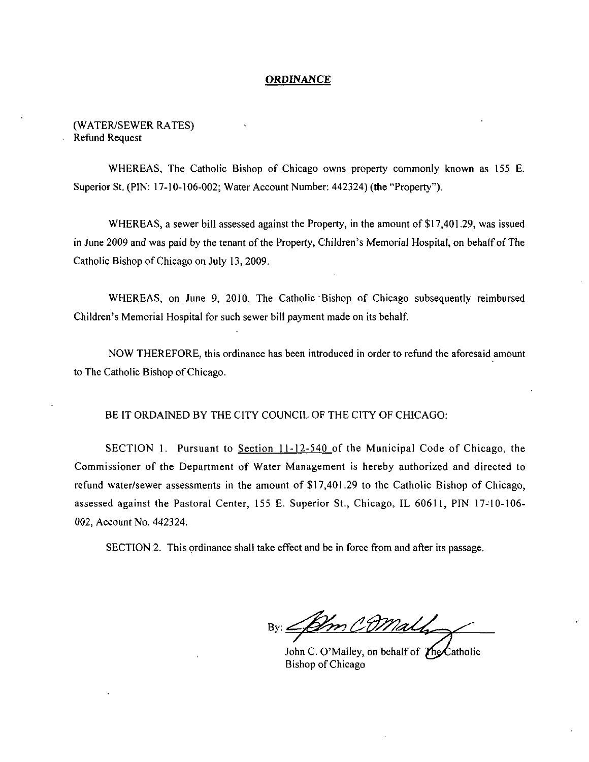# ORDINANCE

(WATER/SEWER RATES)
Refund Request

WHEREAS, The Catholic Bishop of Chicago owns property commonly known as 155 E. Superior St. (PIN: 17-10-106-002; Water Account Number: 442324) (the "Property").

WHEREAS, a sewer bill assessed against the Property, in the amount of $17,401.29, was issued in June 2009 and was paid by the tenant of the Property, Children's Memorial Hospital, on behalf of The Catholic Bishop of Chicago on July 13, 2009.

WHEREAS, on June 9, 2010, The Catholic Bishop of Chicago subsequently reimbursed Children's Memorial Hospital for such sewer bill payment made on its behalf.

NOW THEREFORE, this ordinance has been introduced in order to refund the aforesaid amount to The Catholic Bishop of Chicago.

BE IT ORDAINED BY THE CITY COUNCIL OF THE CITY OF CHICAGO:

SECTION 1. Pursuant to Section 11-12-540 of the Municipal Code of Chicago, the Commissioner of the Department of Water Management is hereby authorized and directed to refund water/sewer assessments in the amount of $17,401.29 to the Catholic Bishop of Chicago, assessed against the Pastoral Center, 155 E. Superior St., Chicago, IL 60611, PIN 17-10-106-002, Account No. 442324.

SECTION 2. This ordinance shall take effect and be in force from and after its passage.

By: [signature]

John C. O'Malley, on behalf of The Catholic Bishop of Chicago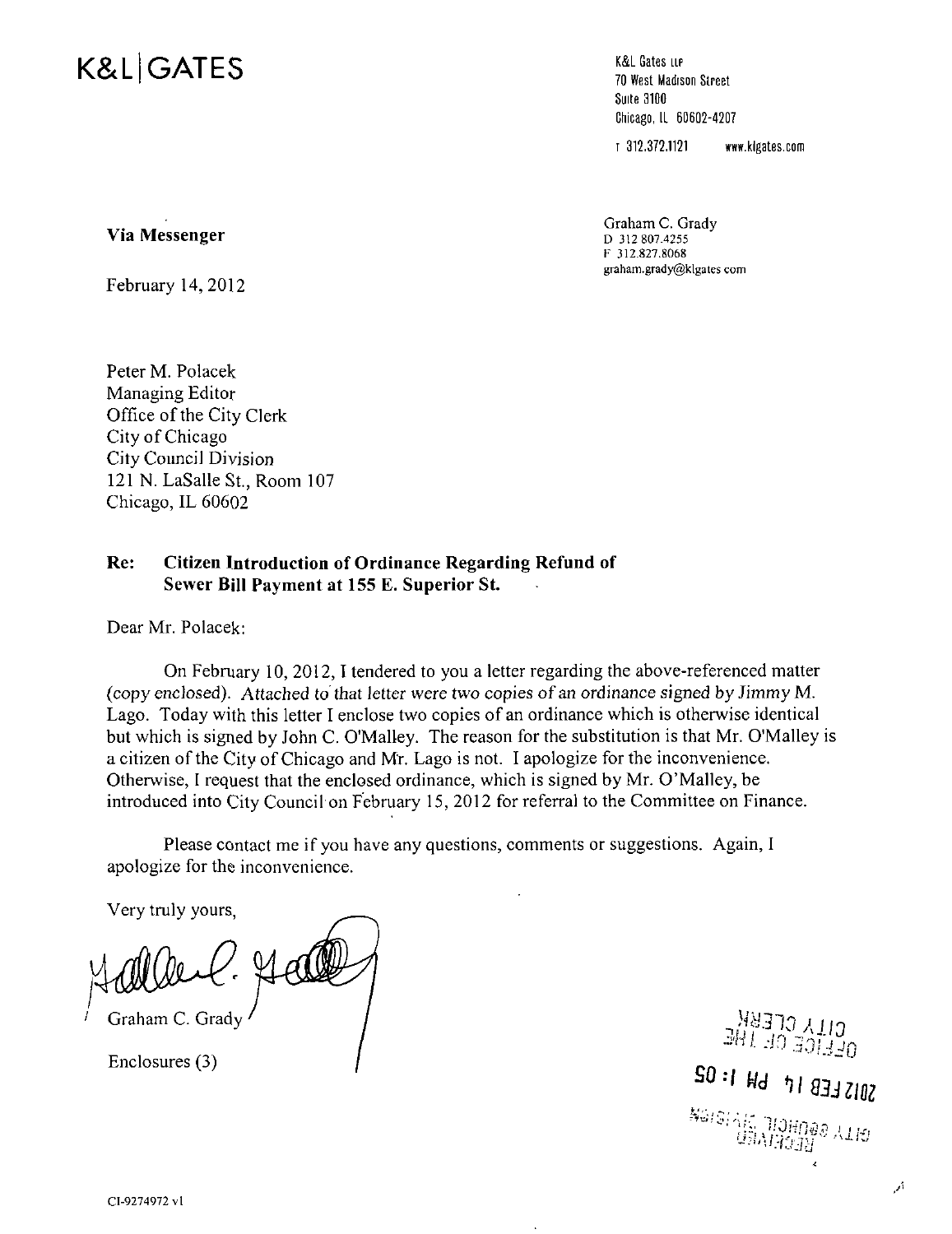# K&L|GATES

K&L Gates LLP
70 West Madison Street
Suite 3100
Chicago, IL 60602-4207

T 312.372.1121 www.klgates.com

Graham C. Grady
D 312.807.4255
F 312.827.8068
graham.grady@klgates.com

**Via Messenger**

February 14, 2012

Peter M. Polacek
Managing Editor
Office of the City Clerk
City of Chicago
City Council Division
121 N. LaSalle St., Room 107
Chicago, IL 60602

**Re: Citizen Introduction of Ordinance Regarding Refund of Sewer Bill Payment at 155 E. Superior St.**

Dear Mr. Polacek:

On February 10, 2012, I tendered to you a letter regarding the above-referenced matter (copy enclosed). Attached to that letter were two copies of an ordinance signed by Jimmy M. Lago. Today with this letter I enclose two copies of an ordinance which is otherwise identical but which is signed by John C. O'Malley. The reason for the substitution is that Mr. O'Malley is a citizen of the City of Chicago and Mr. Lago is not. I apologize for the inconvenience. Otherwise, I request that the enclosed ordinance, which is signed by Mr. O'Malley, be introduced into City Council on February 15, 2012 for referral to the Committee on Finance.

Please contact me if you have any questions, comments or suggestions. Again, I apologize for the inconvenience.

Very truly yours,

Graham C. Grady

Enclosures (3)

CITY CLERK
OFFICE OF THE
2012 FEB 14 PM 1:05
CITY COUNCIL DIVISION
RECEIVED

CI-9274972 v1